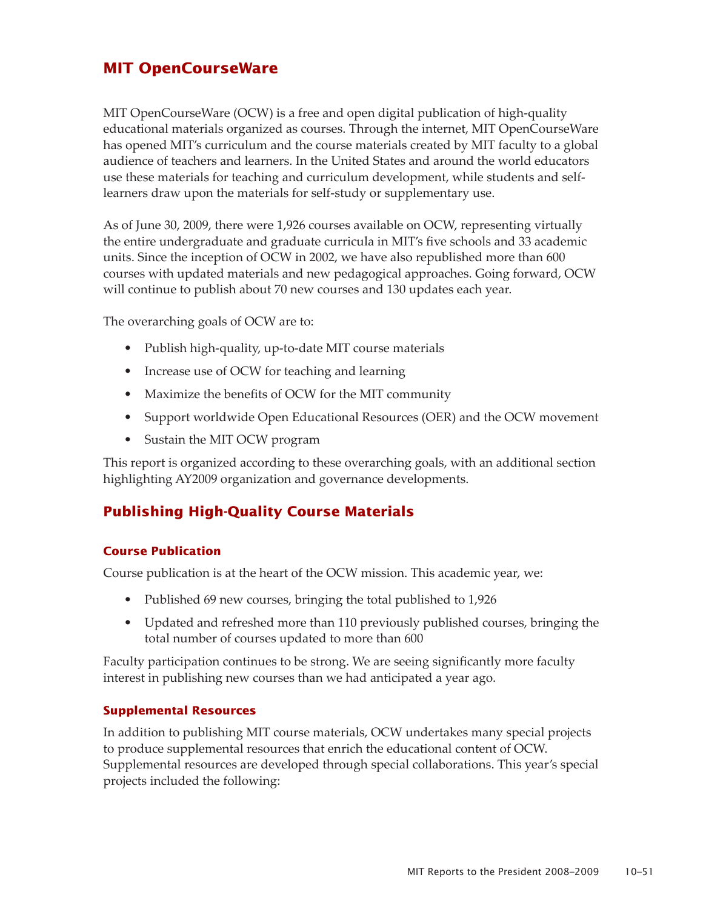# MIT OpenCourseWare

MIT OpenCourseWare (OCW) is a free and open digital publication of high-quality educational materials organized as courses. Through the internet, MIT OpenCourseWare has opened MIT's curriculum and the course materials created by MIT faculty to a global audience of teachers and learners. In the United States and around the world educators use these materials for teaching and curriculum development, while students and self-learners draw upon the materials for self-study or supplementary use.

As of June 30, 2009, there were 1,926 courses available on OCW, representing virtually the entire undergraduate and graduate curricula in MIT's five schools and 33 academic units. Since the inception of OCW in 2002, we have also republished more than 600 courses with updated materials and new pedagogical approaches. Going forward, OCW will continue to publish about 70 new courses and 130 updates each year.

The overarching goals of OCW are to:

- Publish high-quality, up-to-date MIT course materials
- Increase use of OCW for teaching and learning
- Maximize the benefits of OCW for the MIT community
- Support worldwide Open Educational Resources (OER) and the OCW movement
- Sustain the MIT OCW program

This report is organized according to these overarching goals, with an additional section highlighting AY2009 organization and governance developments.

## Publishing High-Quality Course Materials

### Course Publication

Course publication is at the heart of the OCW mission. This academic year, we:

- Published 69 new courses, bringing the total published to 1,926
- Updated and refreshed more than 110 previously published courses, bringing the total number of courses updated to more than 600

Faculty participation continues to be strong. We are seeing significantly more faculty interest in publishing new courses than we had anticipated a year ago.

### Supplemental Resources

In addition to publishing MIT course materials, OCW undertakes many special projects to produce supplemental resources that enrich the educational content of OCW. Supplemental resources are developed through special collaborations. This year's special projects included the following: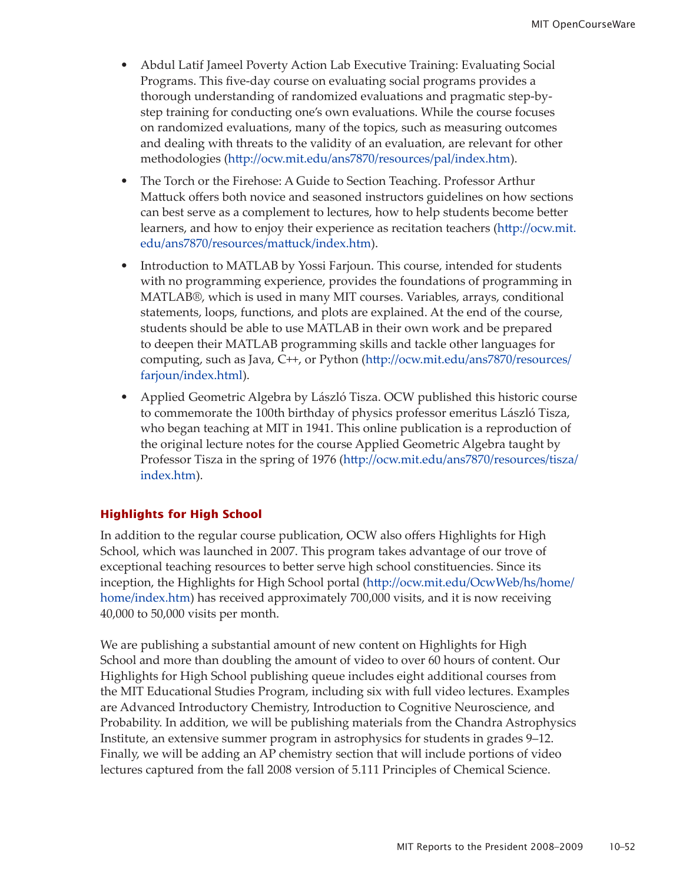- Abdul Latif Jameel Poverty Action Lab Executive Training: Evaluating Social Programs. This five-day course on evaluating social programs provides a thorough understanding of randomized evaluations and pragmatic step-by-step training for conducting one's own evaluations. While the course focuses on randomized evaluations, many of the topics, such as measuring outcomes and dealing with threats to the validity of an evaluation, are relevant for other methodologies (http://ocw.mit.edu/ans7870/resources/pal/index.htm).
- The Torch or the Firehose: A Guide to Section Teaching. Professor Arthur Mattuck offers both novice and seasoned instructors guidelines on how sections can best serve as a complement to lectures, how to help students become better learners, and how to enjoy their experience as recitation teachers (http://ocw.mit.edu/ans7870/resources/mattuck/index.htm).
- Introduction to MATLAB by Yossi Farjoun. This course, intended for students with no programming experience, provides the foundations of programming in MATLAB®, which is used in many MIT courses. Variables, arrays, conditional statements, loops, functions, and plots are explained. At the end of the course, students should be able to use MATLAB in their own work and be prepared to deepen their MATLAB programming skills and tackle other languages for computing, such as Java, C++, or Python (http://ocw.mit.edu/ans7870/resources/farjoun/index.html).
- Applied Geometric Algebra by László Tisza. OCW published this historic course to commemorate the 100th birthday of physics professor emeritus László Tisza, who began teaching at MIT in 1941. This online publication is a reproduction of the original lecture notes for the course Applied Geometric Algebra taught by Professor Tisza in the spring of 1976 (http://ocw.mit.edu/ans7870/resources/tisza/index.htm).

### Highlights for High School

In addition to the regular course publication, OCW also offers Highlights for High School, which was launched in 2007. This program takes advantage of our trove of exceptional teaching resources to better serve high school constituencies. Since its inception, the Highlights for High School portal (http://ocw.mit.edu/OcwWeb/hs/home/home/index.htm) has received approximately 700,000 visits, and it is now receiving 40,000 to 50,000 visits per month.

We are publishing a substantial amount of new content on Highlights for High School and more than doubling the amount of video to over 60 hours of content. Our Highlights for High School publishing queue includes eight additional courses from the MIT Educational Studies Program, including six with full video lectures. Examples are Advanced Introductory Chemistry, Introduction to Cognitive Neuroscience, and Probability. In addition, we will be publishing materials from the Chandra Astrophysics Institute, an extensive summer program in astrophysics for students in grades 9–12. Finally, we will be adding an AP chemistry section that will include portions of video lectures captured from the fall 2008 version of 5.111 Principles of Chemical Science.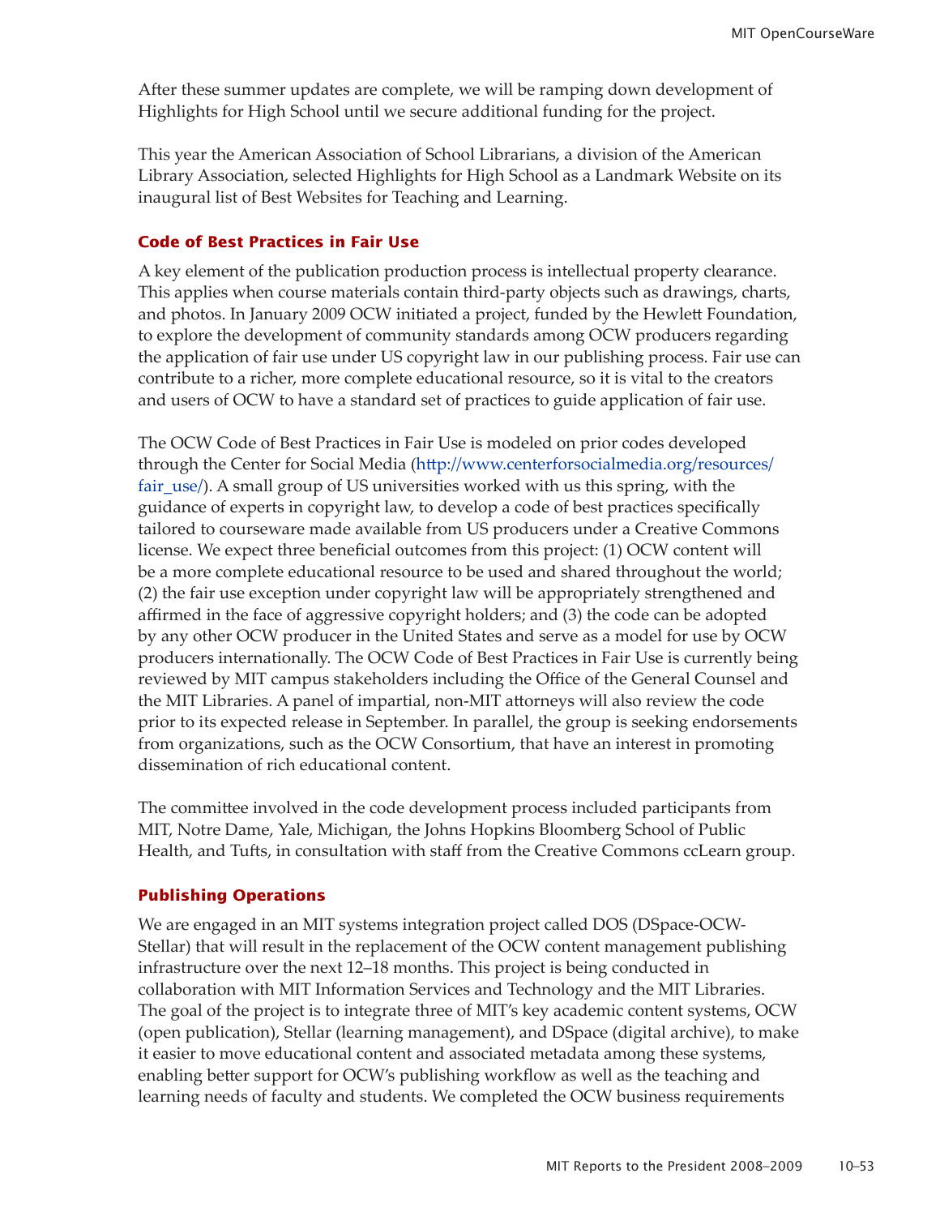After these summer updates are complete, we will be ramping down development of Highlights for High School until we secure additional funding for the project.

This year the American Association of School Librarians, a division of the American Library Association, selected Highlights for High School as a Landmark Website on its inaugural list of Best Websites for Teaching and Learning.

### Code of Best Practices in Fair Use

A key element of the publication production process is intellectual property clearance. This applies when course materials contain third-party objects such as drawings, charts, and photos. In January 2009 OCW initiated a project, funded by the Hewlett Foundation, to explore the development of community standards among OCW producers regarding the application of fair use under US copyright law in our publishing process. Fair use can contribute to a richer, more complete educational resource, so it is vital to the creators and users of OCW to have a standard set of practices to guide application of fair use.

The OCW Code of Best Practices in Fair Use is modeled on prior codes developed through the Center for Social Media (http://www.centerforsocialmedia.org/resources/fair_use/). A small group of US universities worked with us this spring, with the guidance of experts in copyright law, to develop a code of best practices specifically tailored to courseware made available from US producers under a Creative Commons license. We expect three beneficial outcomes from this project: (1) OCW content will be a more complete educational resource to be used and shared throughout the world; (2) the fair use exception under copyright law will be appropriately strengthened and affirmed in the face of aggressive copyright holders; and (3) the code can be adopted by any other OCW producer in the United States and serve as a model for use by OCW producers internationally. The OCW Code of Best Practices in Fair Use is currently being reviewed by MIT campus stakeholders including the Office of the General Counsel and the MIT Libraries. A panel of impartial, non-MIT attorneys will also review the code prior to its expected release in September. In parallel, the group is seeking endorsements from organizations, such as the OCW Consortium, that have an interest in promoting dissemination of rich educational content.

The committee involved in the code development process included participants from MIT, Notre Dame, Yale, Michigan, the Johns Hopkins Bloomberg School of Public Health, and Tufts, in consultation with staff from the Creative Commons ccLearn group.

### Publishing Operations

We are engaged in an MIT systems integration project called DOS (DSpace-OCW-Stellar) that will result in the replacement of the OCW content management publishing infrastructure over the next 12–18 months. This project is being conducted in collaboration with MIT Information Services and Technology and the MIT Libraries. The goal of the project is to integrate three of MIT's key academic content systems, OCW (open publication), Stellar (learning management), and DSpace (digital archive), to make it easier to move educational content and associated metadata among these systems, enabling better support for OCW's publishing workflow as well as the teaching and learning needs of faculty and students. We completed the OCW business requirements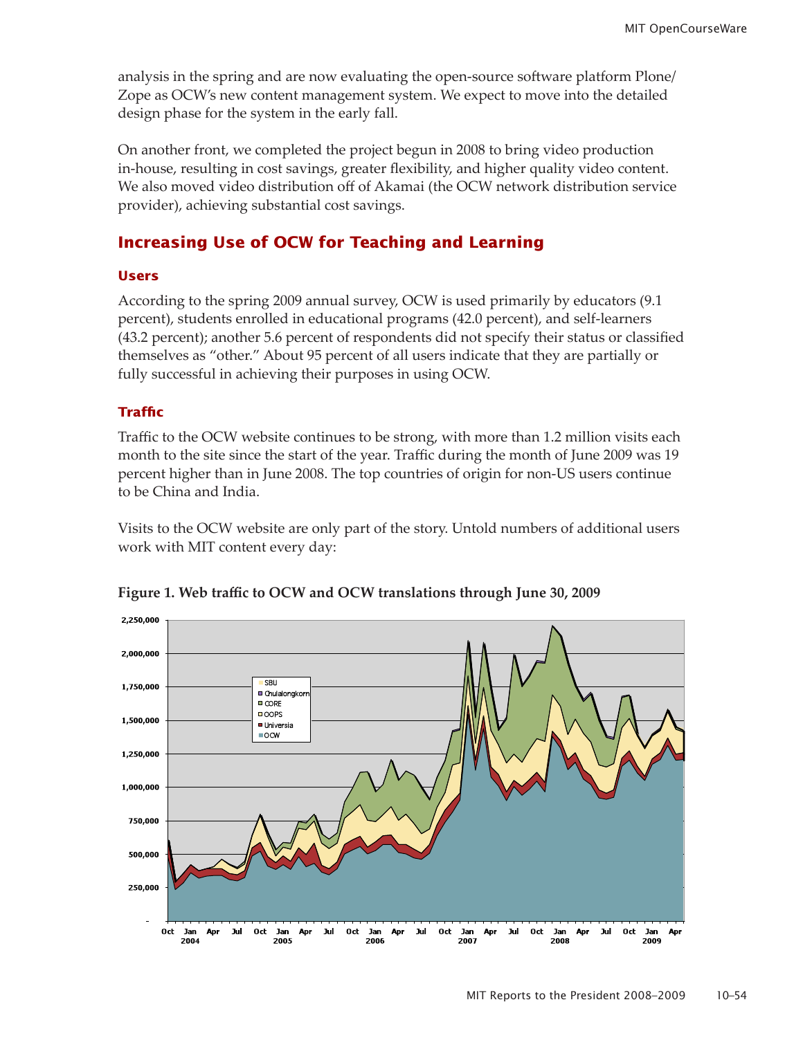analysis in the spring and are now evaluating the open-source software platform Plone/Zope as OCW's new content management system. We expect to move into the detailed design phase for the system in the early fall.

On another front, we completed the project begun in 2008 to bring video production in-house, resulting in cost savings, greater flexibility, and higher quality video content. We also moved video distribution off of Akamai (the OCW network distribution service provider), achieving substantial cost savings.

## Increasing Use of OCW for Teaching and Learning

### Users

According to the spring 2009 annual survey, OCW is used primarily by educators (9.1 percent), students enrolled in educational programs (42.0 percent), and self-learners (43.2 percent); another 5.6 percent of respondents did not specify their status or classified themselves as "other." About 95 percent of all users indicate that they are partially or fully successful in achieving their purposes in using OCW.

### Traffic

Traffic to the OCW website continues to be strong, with more than 1.2 million visits each month to the site since the start of the year. Traffic during the month of June 2009 was 19 percent higher than in June 2008. The top countries of origin for non-US users continue to be China and India.

Visits to the OCW website are only part of the story. Untold numbers of additional users work with MIT content every day:

**Figure 1. Web traffic to OCW and OCW translations through June 30, 2009**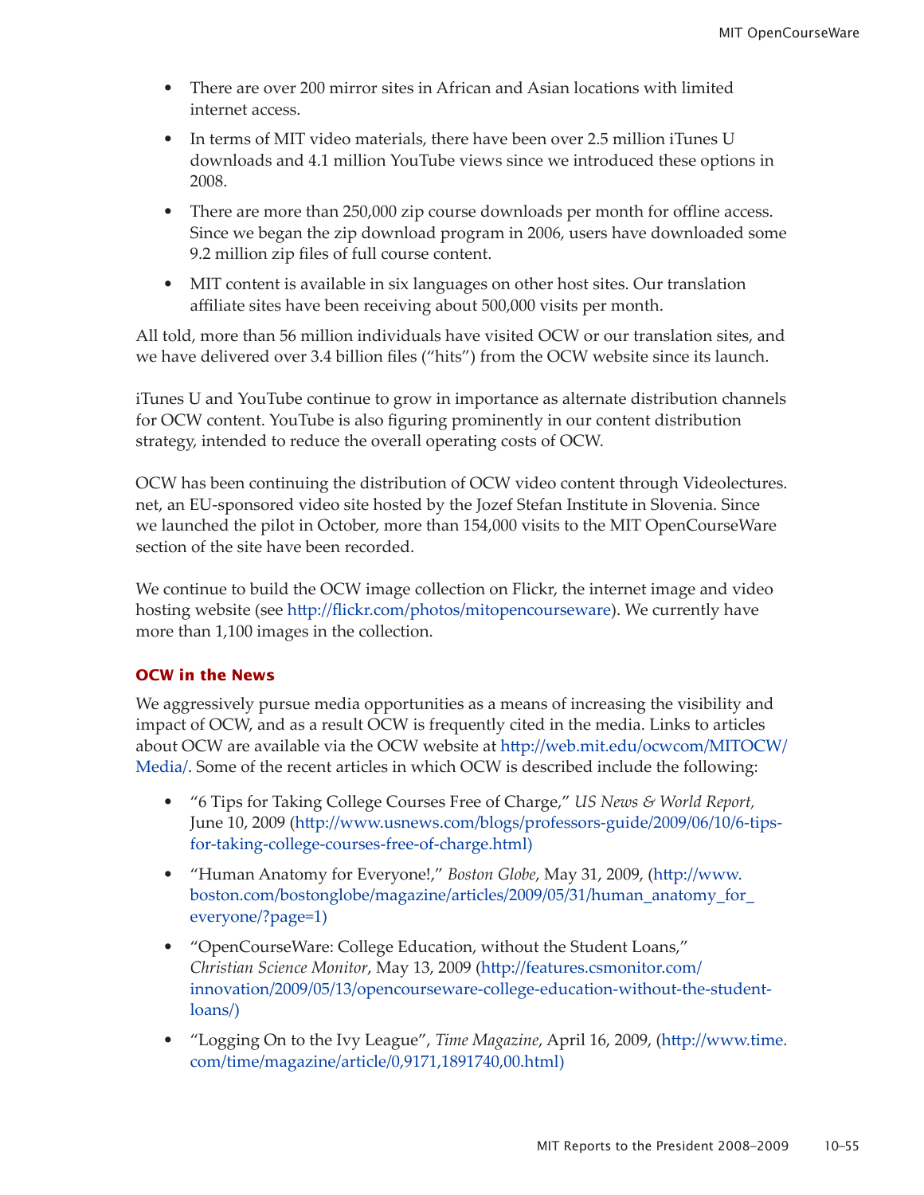- There are over 200 mirror sites in African and Asian locations with limited internet access.
- In terms of MIT video materials, there have been over 2.5 million iTunes U downloads and 4.1 million YouTube views since we introduced these options in 2008.
- There are more than 250,000 zip course downloads per month for offline access. Since we began the zip download program in 2006, users have downloaded some 9.2 million zip files of full course content.
- MIT content is available in six languages on other host sites. Our translation affiliate sites have been receiving about 500,000 visits per month.

All told, more than 56 million individuals have visited OCW or our translation sites, and we have delivered over 3.4 billion files ("hits") from the OCW website since its launch.

iTunes U and YouTube continue to grow in importance as alternate distribution channels for OCW content. YouTube is also figuring prominently in our content distribution strategy, intended to reduce the overall operating costs of OCW.

OCW has been continuing the distribution of OCW video content through Videolectures.net, an EU-sponsored video site hosted by the Jozef Stefan Institute in Slovenia. Since we launched the pilot in October, more than 154,000 visits to the MIT OpenCourseWare section of the site have been recorded.

We continue to build the OCW image collection on Flickr, the internet image and video hosting website (see http://flickr.com/photos/mitopencourseware). We currently have more than 1,100 images in the collection.

### OCW in the News

We aggressively pursue media opportunities as a means of increasing the visibility and impact of OCW, and as a result OCW is frequently cited in the media. Links to articles about OCW are available via the OCW website at http://web.mit.edu/ocwcom/MITOCW/Media/. Some of the recent articles in which OCW is described include the following:

- "6 Tips for Taking College Courses Free of Charge," *US News & World Report,* June 10, 2009 (http://www.usnews.com/blogs/professors-guide/2009/06/10/6-tips-for-taking-college-courses-free-of-charge.html)
- "Human Anatomy for Everyone!," *Boston Globe*, May 31, 2009, (http://www.boston.com/bostonglobe/magazine/articles/2009/05/31/human_anatomy_for_everyone/?page=1)
- "OpenCourseWare: College Education, without the Student Loans," *Christian Science Monitor*, May 13, 2009 (http://features.csmonitor.com/innovation/2009/05/13/opencourseware-college-education-without-the-student-loans/)
- "Logging On to the Ivy League", *Time Magazine*, April 16, 2009, (http://www.time.com/time/magazine/article/0,9171,1891740,00.html)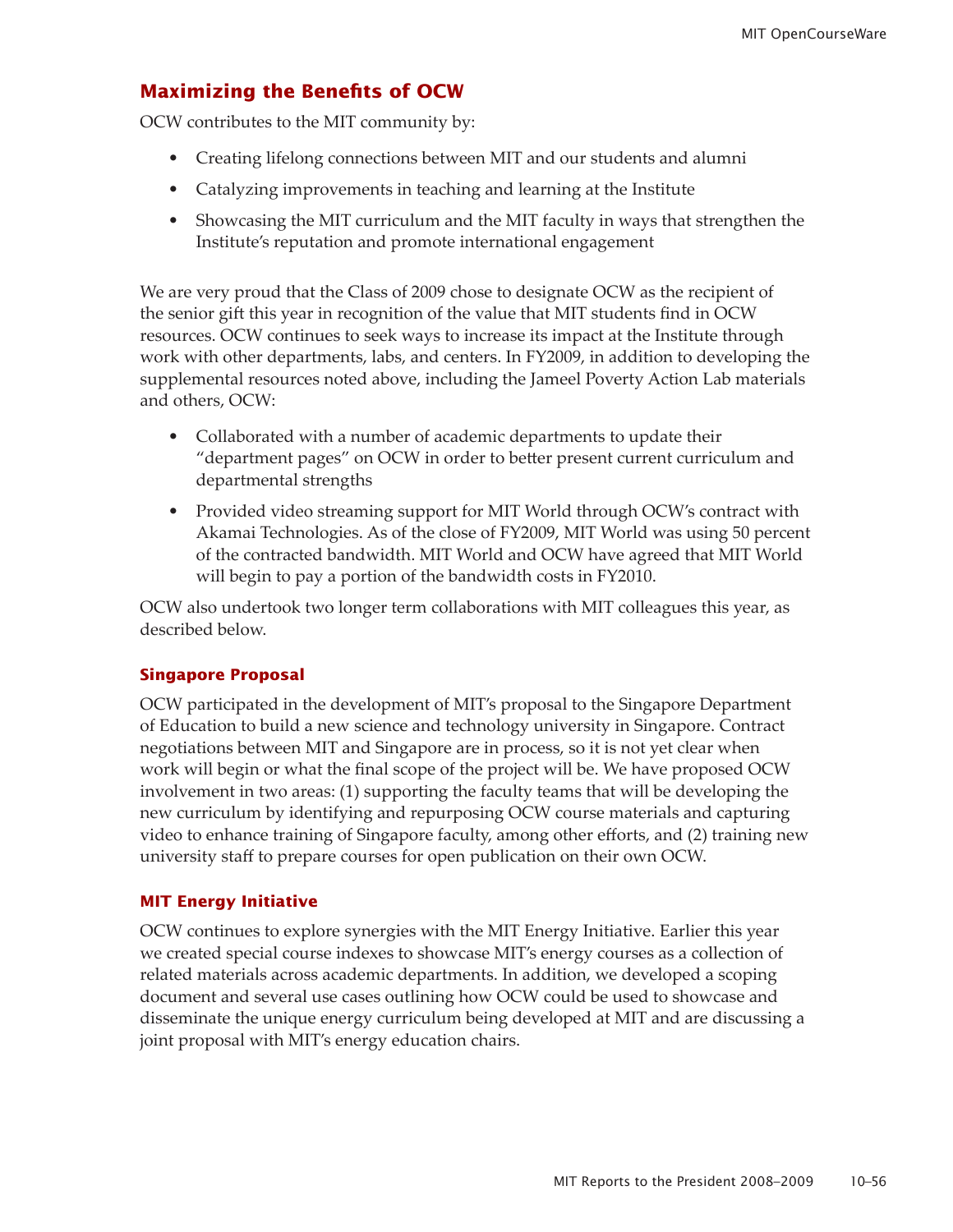## Maximizing the Benefits of OCW

OCW contributes to the MIT community by:

- Creating lifelong connections between MIT and our students and alumni
- Catalyzing improvements in teaching and learning at the Institute
- Showcasing the MIT curriculum and the MIT faculty in ways that strengthen the Institute's reputation and promote international engagement

We are very proud that the Class of 2009 chose to designate OCW as the recipient of the senior gift this year in recognition of the value that MIT students find in OCW resources. OCW continues to seek ways to increase its impact at the Institute through work with other departments, labs, and centers. In FY2009, in addition to developing the supplemental resources noted above, including the Jameel Poverty Action Lab materials and others, OCW:

- Collaborated with a number of academic departments to update their "department pages" on OCW in order to better present current curriculum and departmental strengths
- Provided video streaming support for MIT World through OCW's contract with Akamai Technologies. As of the close of FY2009, MIT World was using 50 percent of the contracted bandwidth. MIT World and OCW have agreed that MIT World will begin to pay a portion of the bandwidth costs in FY2010.

OCW also undertook two longer term collaborations with MIT colleagues this year, as described below.

### Singapore Proposal

OCW participated in the development of MIT's proposal to the Singapore Department of Education to build a new science and technology university in Singapore. Contract negotiations between MIT and Singapore are in process, so it is not yet clear when work will begin or what the final scope of the project will be. We have proposed OCW involvement in two areas: (1) supporting the faculty teams that will be developing the new curriculum by identifying and repurposing OCW course materials and capturing video to enhance training of Singapore faculty, among other efforts, and (2) training new university staff to prepare courses for open publication on their own OCW.

### MIT Energy Initiative

OCW continues to explore synergies with the MIT Energy Initiative. Earlier this year we created special course indexes to showcase MIT's energy courses as a collection of related materials across academic departments. In addition, we developed a scoping document and several use cases outlining how OCW could be used to showcase and disseminate the unique energy curriculum being developed at MIT and are discussing a joint proposal with MIT's energy education chairs.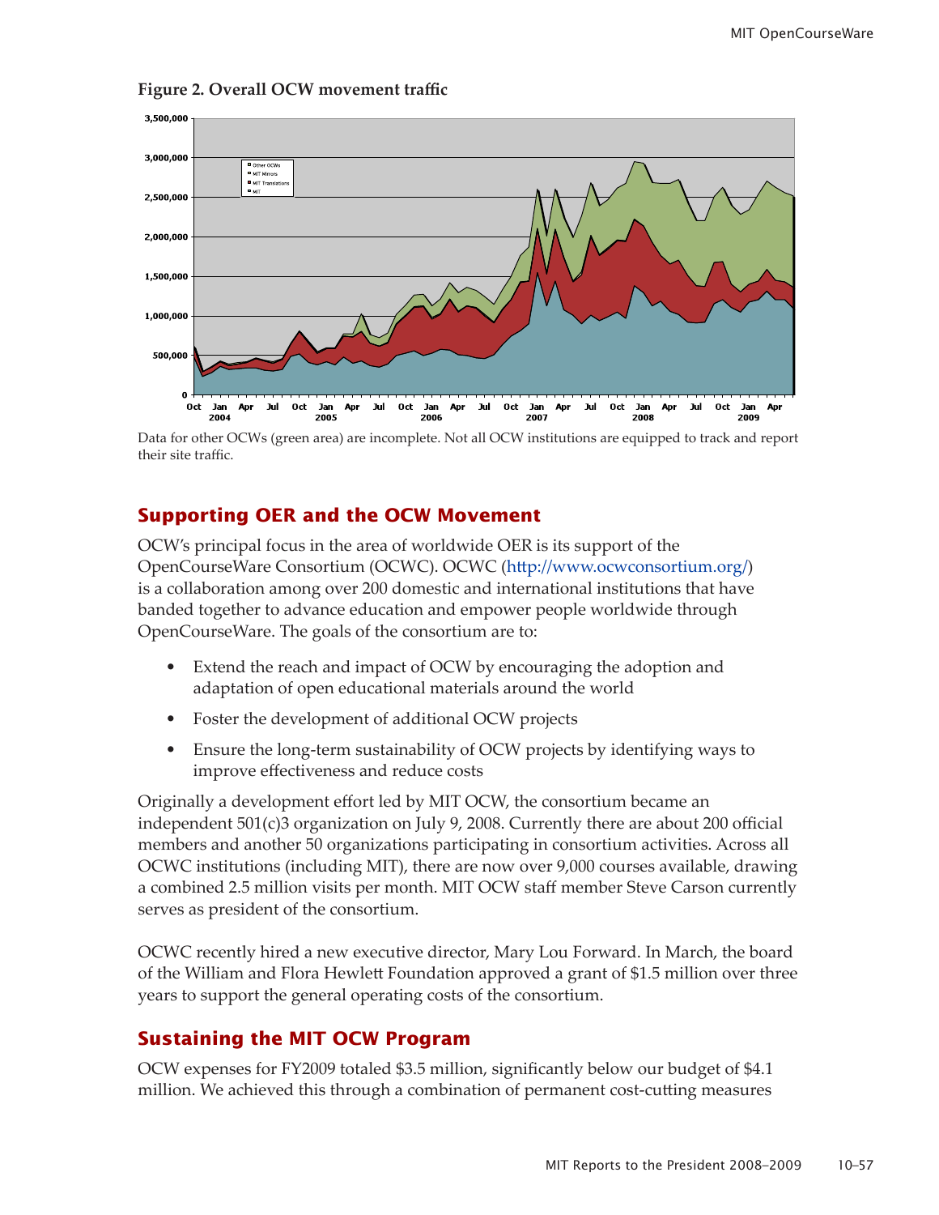**Figure 2. Overall OCW movement traffic**

Data for other OCWs (green area) are incomplete. Not all OCW institutions are equipped to track and report their site traffic.

## Supporting OER and the OCW Movement

OCW's principal focus in the area of worldwide OER is its support of the OpenCourseWare Consortium (OCWC). OCWC (http://www.ocwconsortium.org/) is a collaboration among over 200 domestic and international institutions that have banded together to advance education and empower people worldwide through OpenCourseWare. The goals of the consortium are to:

- Extend the reach and impact of OCW by encouraging the adoption and adaptation of open educational materials around the world
- Foster the development of additional OCW projects
- Ensure the long-term sustainability of OCW projects by identifying ways to improve effectiveness and reduce costs

Originally a development effort led by MIT OCW, the consortium became an independent 501(c)3 organization on July 9, 2008. Currently there are about 200 official members and another 50 organizations participating in consortium activities. Across all OCWC institutions (including MIT), there are now over 9,000 courses available, drawing a combined 2.5 million visits per month. MIT OCW staff member Steve Carson currently serves as president of the consortium.

OCWC recently hired a new executive director, Mary Lou Forward. In March, the board of the William and Flora Hewlett Foundation approved a grant of $1.5 million over three years to support the general operating costs of the consortium.

## Sustaining the MIT OCW Program

OCW expenses for FY2009 totaled $3.5 million, significantly below our budget of $4.1 million. We achieved this through a combination of permanent cost-cutting measures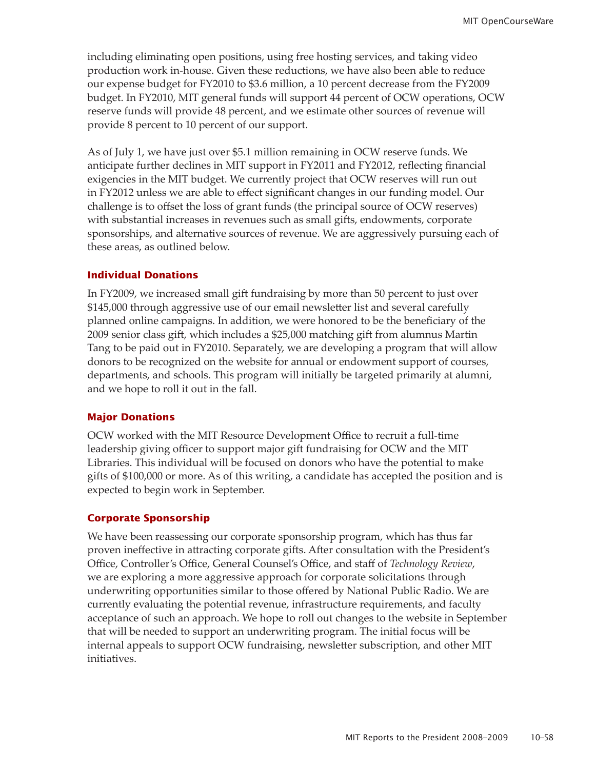including eliminating open positions, using free hosting services, and taking video production work in-house. Given these reductions, we have also been able to reduce our expense budget for FY2010 to $3.6 million, a 10 percent decrease from the FY2009 budget. In FY2010, MIT general funds will support 44 percent of OCW operations, OCW reserve funds will provide 48 percent, and we estimate other sources of revenue will provide 8 percent to 10 percent of our support.

As of July 1, we have just over $5.1 million remaining in OCW reserve funds. We anticipate further declines in MIT support in FY2011 and FY2012, reflecting financial exigencies in the MIT budget. We currently project that OCW reserves will run out in FY2012 unless we are able to effect significant changes in our funding model. Our challenge is to offset the loss of grant funds (the principal source of OCW reserves) with substantial increases in revenues such as small gifts, endowments, corporate sponsorships, and alternative sources of revenue. We are aggressively pursuing each of these areas, as outlined below.

### Individual Donations

In FY2009, we increased small gift fundraising by more than 50 percent to just over $145,000 through aggressive use of our email newsletter list and several carefully planned online campaigns. In addition, we were honored to be the beneficiary of the 2009 senior class gift, which includes a $25,000 matching gift from alumnus Martin Tang to be paid out in FY2010. Separately, we are developing a program that will allow donors to be recognized on the website for annual or endowment support of courses, departments, and schools. This program will initially be targeted primarily at alumni, and we hope to roll it out in the fall.

### Major Donations

OCW worked with the MIT Resource Development Office to recruit a full-time leadership giving officer to support major gift fundraising for OCW and the MIT Libraries. This individual will be focused on donors who have the potential to make gifts of $100,000 or more. As of this writing, a candidate has accepted the position and is expected to begin work in September.

### Corporate Sponsorship

We have been reassessing our corporate sponsorship program, which has thus far proven ineffective in attracting corporate gifts. After consultation with the President's Office, Controller's Office, General Counsel's Office, and staff of *Technology Review*, we are exploring a more aggressive approach for corporate solicitations through underwriting opportunities similar to those offered by National Public Radio. We are currently evaluating the potential revenue, infrastructure requirements, and faculty acceptance of such an approach. We hope to roll out changes to the website in September that will be needed to support an underwriting program. The initial focus will be internal appeals to support OCW fundraising, newsletter subscription, and other MIT initiatives.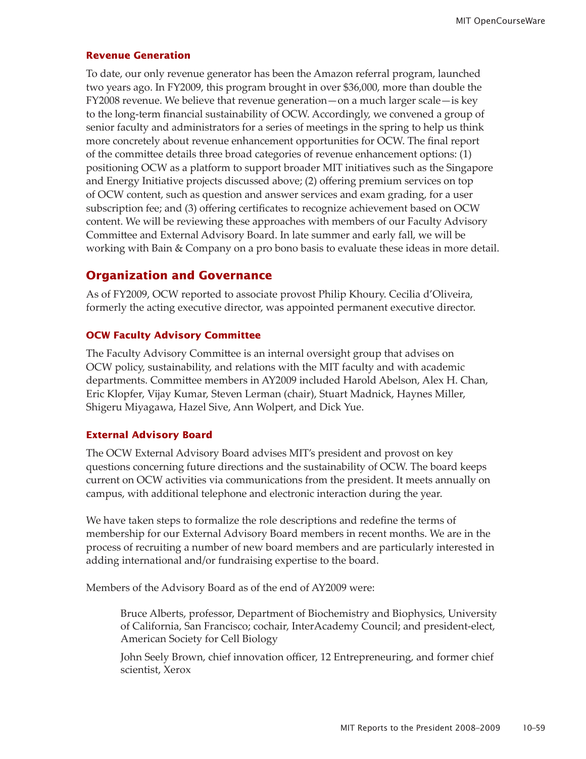### Revenue Generation

To date, our only revenue generator has been the Amazon referral program, launched two years ago. In FY2009, this program brought in over $36,000, more than double the FY2008 revenue. We believe that revenue generation—on a much larger scale—is key to the long-term financial sustainability of OCW. Accordingly, we convened a group of senior faculty and administrators for a series of meetings in the spring to help us think more concretely about revenue enhancement opportunities for OCW. The final report of the committee details three broad categories of revenue enhancement options: (1) positioning OCW as a platform to support broader MIT initiatives such as the Singapore and Energy Initiative projects discussed above; (2) offering premium services on top of OCW content, such as question and answer services and exam grading, for a user subscription fee; and (3) offering certificates to recognize achievement based on OCW content. We will be reviewing these approaches with members of our Faculty Advisory Committee and External Advisory Board. In late summer and early fall, we will be working with Bain & Company on a pro bono basis to evaluate these ideas in more detail.

## Organization and Governance

As of FY2009, OCW reported to associate provost Philip Khoury. Cecilia d'Oliveira, formerly the acting executive director, was appointed permanent executive director.

### OCW Faculty Advisory Committee

The Faculty Advisory Committee is an internal oversight group that advises on OCW policy, sustainability, and relations with the MIT faculty and with academic departments. Committee members in AY2009 included Harold Abelson, Alex H. Chan, Eric Klopfer, Vijay Kumar, Steven Lerman (chair), Stuart Madnick, Haynes Miller, Shigeru Miyagawa, Hazel Sive, Ann Wolpert, and Dick Yue.

### External Advisory Board

The OCW External Advisory Board advises MIT's president and provost on key questions concerning future directions and the sustainability of OCW. The board keeps current on OCW activities via communications from the president. It meets annually on campus, with additional telephone and electronic interaction during the year.

We have taken steps to formalize the role descriptions and redefine the terms of membership for our External Advisory Board members in recent months. We are in the process of recruiting a number of new board members and are particularly interested in adding international and/or fundraising expertise to the board.

Members of the Advisory Board as of the end of AY2009 were:

> Bruce Alberts, professor, Department of Biochemistry and Biophysics, University of California, San Francisco; cochair, InterAcademy Council; and president-elect, American Society for Cell Biology
>
> John Seely Brown, chief innovation officer, 12 Entrepreneuring, and former chief scientist, Xerox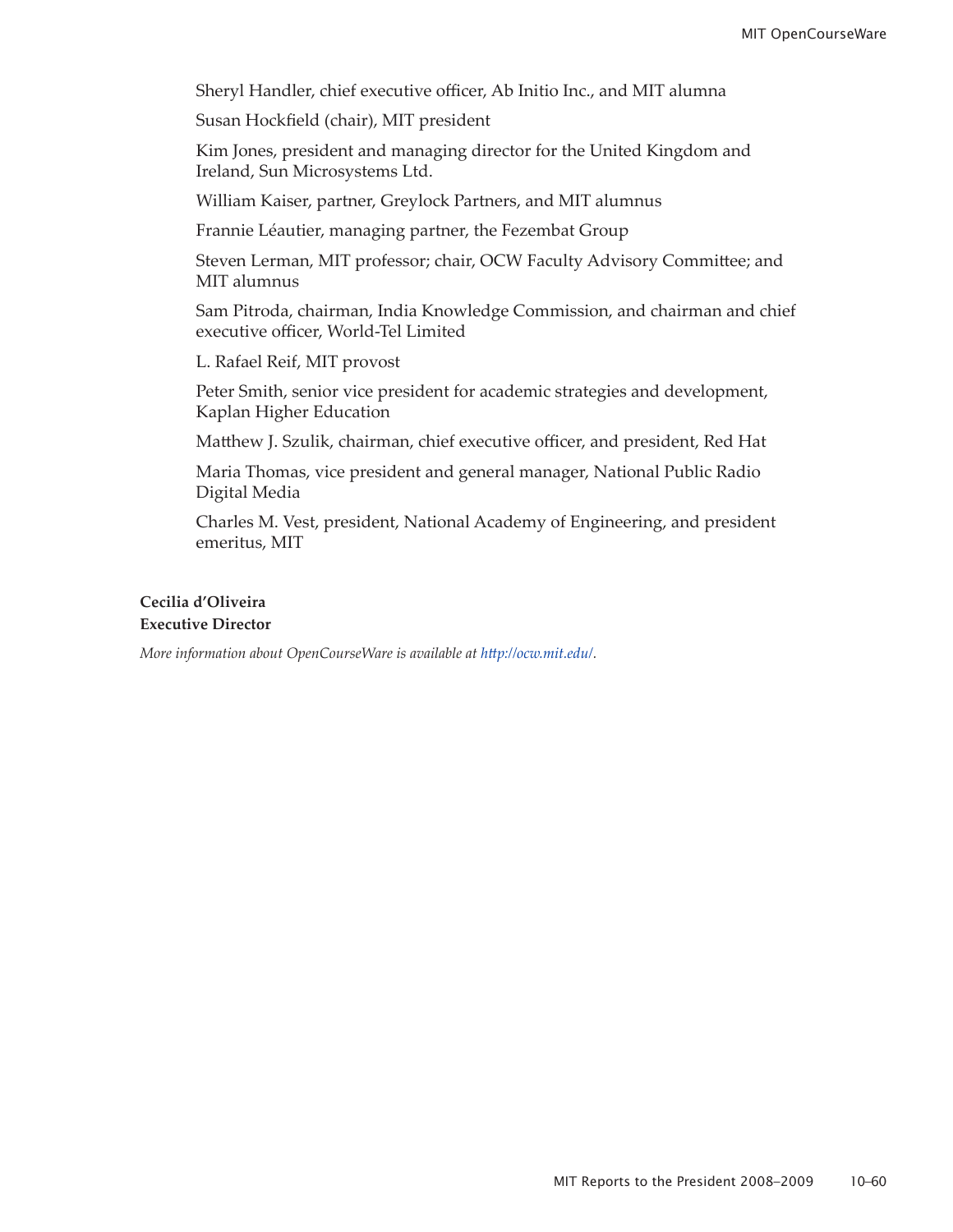Sheryl Handler, chief executive officer, Ab Initio Inc., and MIT alumna

Susan Hockfield (chair), MIT president

Kim Jones, president and managing director for the United Kingdom and Ireland, Sun Microsystems Ltd.

William Kaiser, partner, Greylock Partners, and MIT alumnus

Frannie Léautier, managing partner, the Fezembat Group

Steven Lerman, MIT professor; chair, OCW Faculty Advisory Committee; and MIT alumnus

Sam Pitroda, chairman, India Knowledge Commission, and chairman and chief executive officer, World-Tel Limited

L. Rafael Reif, MIT provost

Peter Smith, senior vice president for academic strategies and development, Kaplan Higher Education

Matthew J. Szulik, chairman, chief executive officer, and president, Red Hat

Maria Thomas, vice president and general manager, National Public Radio Digital Media

Charles M. Vest, president, National Academy of Engineering, and president emeritus, MIT

**Cecilia d'Oliveira**
**Executive Director**

*More information about OpenCourseWare is available at [http://ocw.mit.edu/](http://ocw.mit.edu/).*